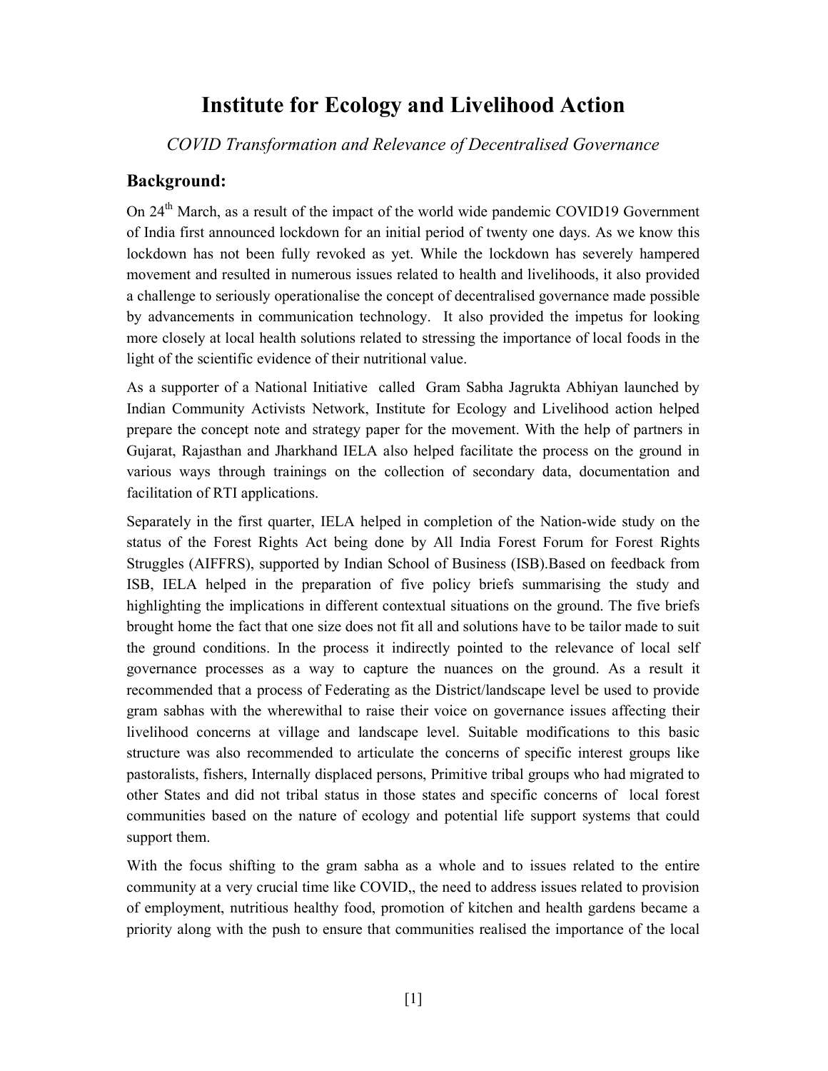# Institute for Ecology and Livelihood Action

*COVID Transformation and Relevance of Decentralised Governance*

## Background:

On 24th March, as a result of the impact of the world wide pandemic COVID19 Government of India first announced lockdown for an initial period of twenty one days. As we know this lockdown has not been fully revoked as yet. While the lockdown has severely hampered movement and resulted in numerous issues related to health and livelihoods, it also provided a challenge to seriously operationalise the concept of decentralised governance made possible by advancements in communication technology. It also provided the impetus for looking more closely at local health solutions related to stressing the importance of local foods in the light of the scientific evidence of their nutritional value.

As a supporter of a National Initiative called Gram Sabha Jagrukta Abhiyan launched by Indian Community Activists Network, Institute for Ecology and Livelihood action helped prepare the concept note and strategy paper for the movement. With the help of partners in Gujarat, Rajasthan and Jharkhand IELA also helped facilitate the process on the ground in various ways through trainings on the collection of secondary data, documentation and facilitation of RTI applications.

Separately in the first quarter, IELA helped in completion of the Nation-wide study on the status of the Forest Rights Act being done by All India Forest Forum for Forest Rights Struggles (AIFFRS), supported by Indian School of Business (ISB).Based on feedback from ISB, IELA helped in the preparation of five policy briefs summarising the study and highlighting the implications in different contextual situations on the ground. The five briefs brought home the fact that one size does not fit all and solutions have to be tailor made to suit the ground conditions. In the process it indirectly pointed to the relevance of local self governance processes as a way to capture the nuances on the ground. As a result it recommended that a process of Federating as the District/landscape level be used to provide gram sabhas with the wherewithal to raise their voice on governance issues affecting their livelihood concerns at village and landscape level. Suitable modifications to this basic structure was also recommended to articulate the concerns of specific interest groups like pastoralists, fishers, Internally displaced persons, Primitive tribal groups who had migrated to other States and did not tribal status in those states and specific concerns of local forest communities based on the nature of ecology and potential life support systems that could support them.

With the focus shifting to the gram sabha as a whole and to issues related to the entire community at a very crucial time like COVID,, the need to address issues related to provision of employment, nutritious healthy food, promotion of kitchen and health gardens became a priority along with the push to ensure that communities realised the importance of the local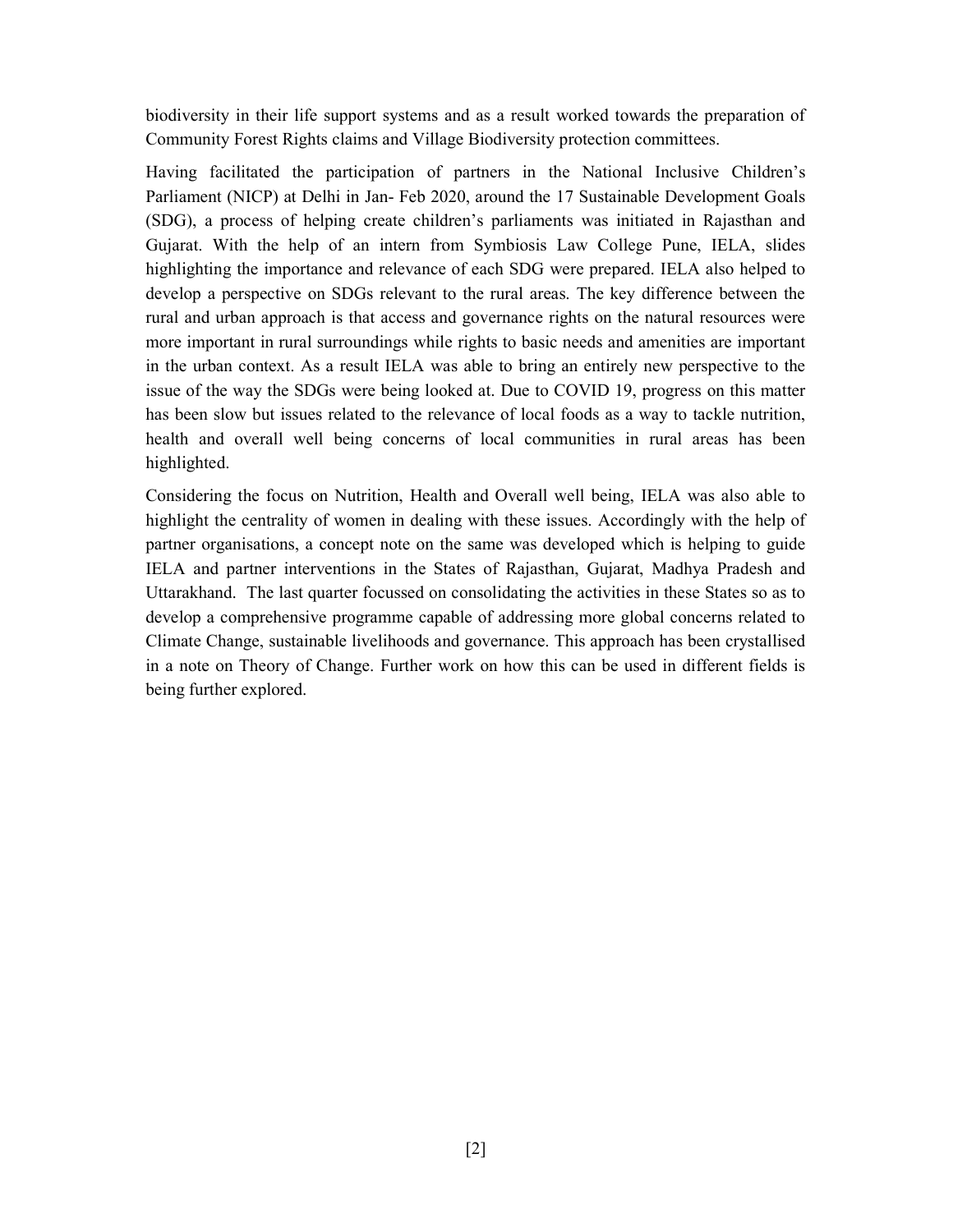biodiversity in their life support systems and as a result worked towards the preparation of Community Forest Rights claims and Village Biodiversity protection committees.

Having facilitated the participation of partners in the National Inclusive Children's Parliament (NICP) at Delhi in Jan- Feb 2020, around the 17 Sustainable Development Goals (SDG), a process of helping create children's parliaments was initiated in Rajasthan and Gujarat. With the help of an intern from Symbiosis Law College Pune, IELA, slides highlighting the importance and relevance of each SDG were prepared. IELA also helped to develop a perspective on SDGs relevant to the rural areas. The key difference between the rural and urban approach is that access and governance rights on the natural resources were more important in rural surroundings while rights to basic needs and amenities are important in the urban context. As a result IELA was able to bring an entirely new perspective to the issue of the way the SDGs were being looked at. Due to COVID 19, progress on this matter has been slow but issues related to the relevance of local foods as a way to tackle nutrition, health and overall well being concerns of local communities in rural areas has been highlighted.

Considering the focus on Nutrition, Health and Overall well being, IELA was also able to highlight the centrality of women in dealing with these issues. Accordingly with the help of partner organisations, a concept note on the same was developed which is helping to guide IELA and partner interventions in the States of Rajasthan, Gujarat, Madhya Pradesh and Uttarakhand. The last quarter focussed on consolidating the activities in these States so as to develop a comprehensive programme capable of addressing more global concerns related to Climate Change, sustainable livelihoods and governance. This approach has been crystallised in a note on Theory of Change. Further work on how this can be used in different fields is being further explored.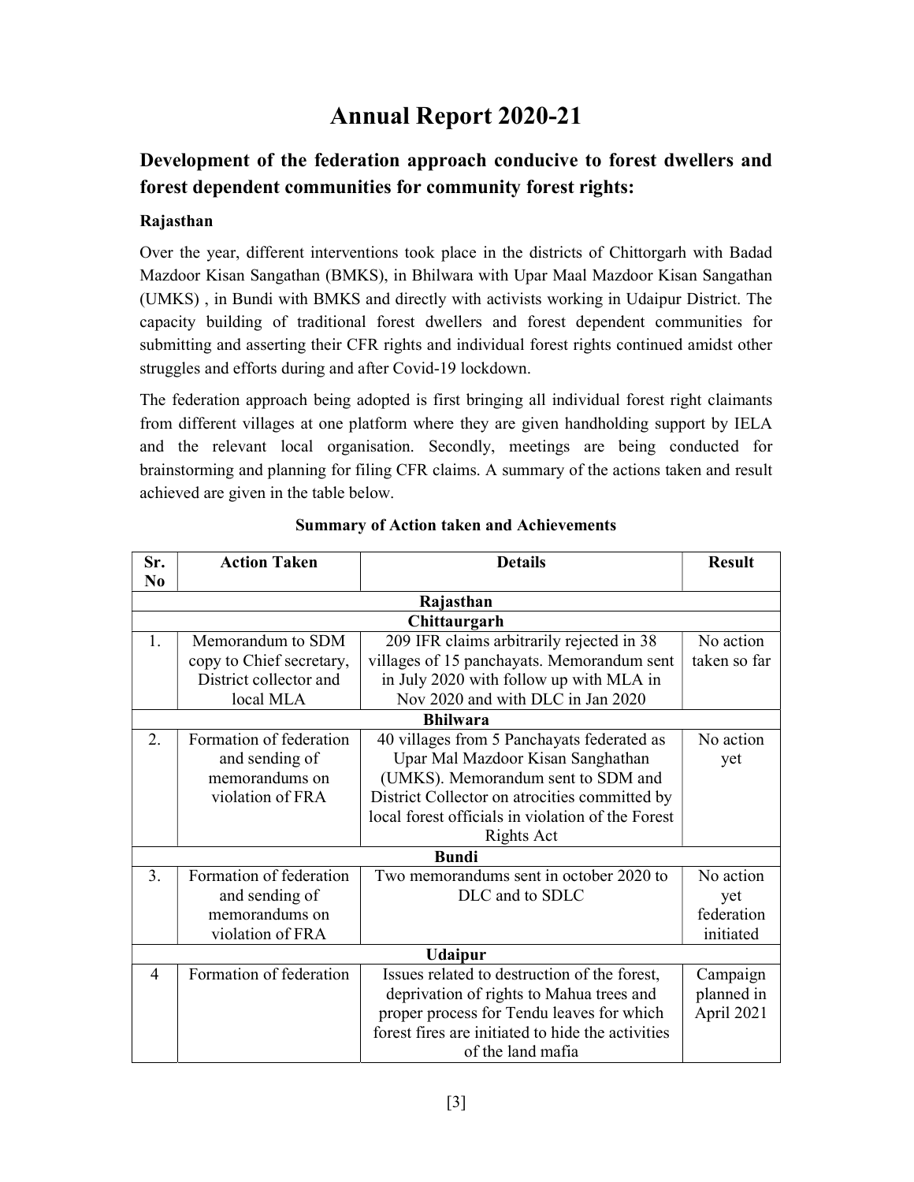# Annual Report 2020-21

## Development of the federation approach conducive to forest dwellers and forest dependent communities for community forest rights:

### Rajasthan

Over the year, different interventions took place in the districts of Chittorgarh with Badad Mazdoor Kisan Sangathan (BMKS), in Bhilwara with Upar Maal Mazdoor Kisan Sangathan (UMKS) , in Bundi with BMKS and directly with activists working in Udaipur District. The capacity building of traditional forest dwellers and forest dependent communities for submitting and asserting their CFR rights and individual forest rights continued amidst other struggles and efforts during and after Covid-19 lockdown.

The federation approach being adopted is first bringing all individual forest right claimants from different villages at one platform where they are given handholding support by IELA and the relevant local organisation. Secondly, meetings are being conducted for brainstorming and planning for filing CFR claims. A summary of the actions taken and result achieved are given in the table below.

**Summary of Action taken and Achievements**

| Sr. No | Action Taken | Details | Result |
|---|---|---|---|
| | | **Rajasthan** | |
| | | **Chittaurgarh** | |
| 1. | Memorandum to SDM copy to Chief secretary, District collector and local MLA | 209 IFR claims arbitrarily rejected in 38 villages of 15 panchayats. Memorandum sent in July 2020 with follow up with MLA in Nov 2020 and with DLC in Jan 2020 | No action taken so far |
| | | **Bhilwara** | |
| 2. | Formation of federation and sending of memorandums on violation of FRA | 40 villages from 5 Panchayats federated as Upar Mal Mazdoor Kisan Sanghathan (UMKS). Memorandum sent to SDM and District Collector on atrocities committed by local forest officials in violation of the Forest Rights Act | No action yet |
| | | **Bundi** | |
| 3. | Formation of federation and sending of memorandums on violation of FRA | Two memorandums sent in october 2020 to DLC and to SDLC | No action yet federation initiated |
| | | **Udaipur** | |
| 4 | Formation of federation | Issues related to destruction of the forest, deprivation of rights to Mahua trees and proper process for Tendu leaves for which forest fires are initiated to hide the activities of the land mafia | Campaign planned in April 2021 |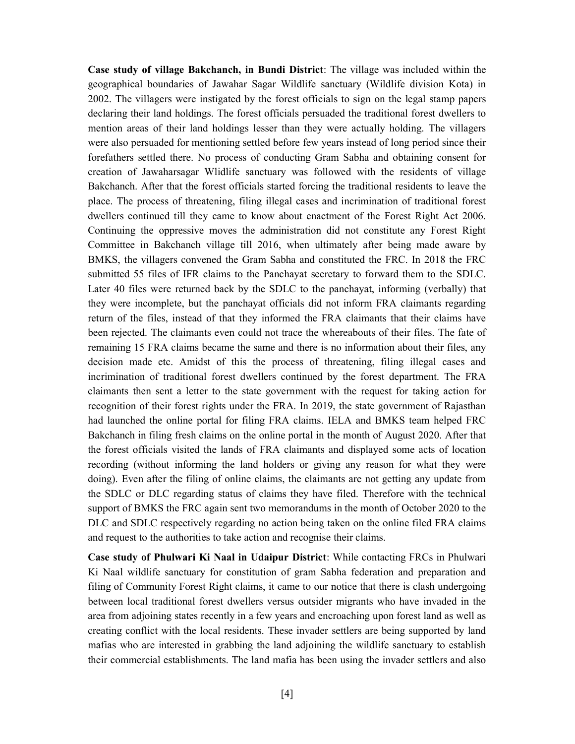**Case study of village Bakchanch, in Bundi District**: The village was included within the geographical boundaries of Jawahar Sagar Wildlife sanctuary (Wildlife division Kota) in 2002. The villagers were instigated by the forest officials to sign on the legal stamp papers declaring their land holdings. The forest officials persuaded the traditional forest dwellers to mention areas of their land holdings lesser than they were actually holding. The villagers were also persuaded for mentioning settled before few years instead of long period since their forefathers settled there. No process of conducting Gram Sabha and obtaining consent for creation of Jawaharsagar Wlidlife sanctuary was followed with the residents of village Bakchanch. After that the forest officials started forcing the traditional residents to leave the place. The process of threatening, filing illegal cases and incrimination of traditional forest dwellers continued till they came to know about enactment of the Forest Right Act 2006. Continuing the oppressive moves the administration did not constitute any Forest Right Committee in Bakchanch village till 2016, when ultimately after being made aware by BMKS, the villagers convened the Gram Sabha and constituted the FRC. In 2018 the FRC submitted 55 files of IFR claims to the Panchayat secretary to forward them to the SDLC. Later 40 files were returned back by the SDLC to the panchayat, informing (verbally) that they were incomplete, but the panchayat officials did not inform FRA claimants regarding return of the files, instead of that they informed the FRA claimants that their claims have been rejected. The claimants even could not trace the whereabouts of their files. The fate of remaining 15 FRA claims became the same and there is no information about their files, any decision made etc. Amidst of this the process of threatening, filing illegal cases and incrimination of traditional forest dwellers continued by the forest department. The FRA claimants then sent a letter to the state government with the request for taking action for recognition of their forest rights under the FRA. In 2019, the state government of Rajasthan had launched the online portal for filing FRA claims. IELA and BMKS team helped FRC Bakchanch in filing fresh claims on the online portal in the month of August 2020. After that the forest officials visited the lands of FRA claimants and displayed some acts of location recording (without informing the land holders or giving any reason for what they were doing). Even after the filing of online claims, the claimants are not getting any update from the SDLC or DLC regarding status of claims they have filed. Therefore with the technical support of BMKS the FRC again sent two memorandums in the month of October 2020 to the DLC and SDLC respectively regarding no action being taken on the online filed FRA claims and request to the authorities to take action and recognise their claims.

**Case study of Phulwari Ki Naal in Udaipur District**: While contacting FRCs in Phulwari Ki Naal wildlife sanctuary for constitution of gram Sabha federation and preparation and filing of Community Forest Right claims, it came to our notice that there is clash undergoing between local traditional forest dwellers versus outsider migrants who have invaded in the area from adjoining states recently in a few years and encroaching upon forest land as well as creating conflict with the local residents. These invader settlers are being supported by land mafias who are interested in grabbing the land adjoining the wildlife sanctuary to establish their commercial establishments. The land mafia has been using the invader settlers and also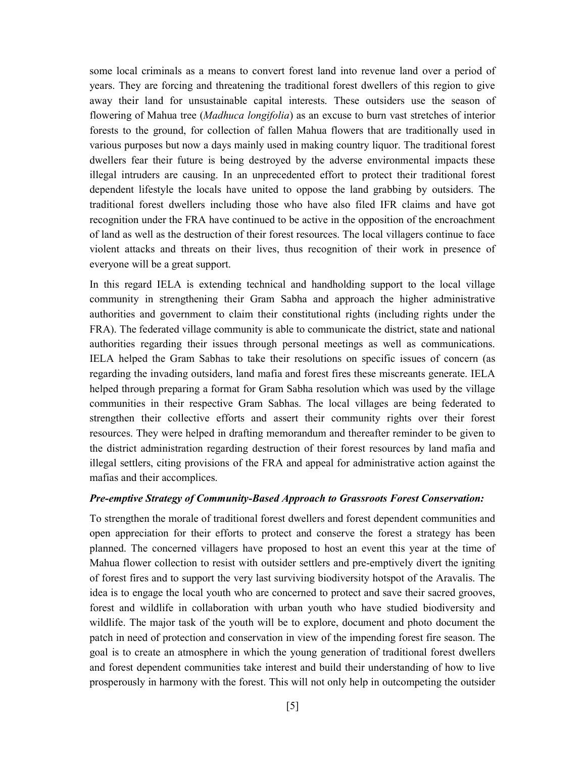some local criminals as a means to convert forest land into revenue land over a period of years. They are forcing and threatening the traditional forest dwellers of this region to give away their land for unsustainable capital interests. These outsiders use the season of flowering of Mahua tree (*Madhuca longifolia*) as an excuse to burn vast stretches of interior forests to the ground, for collection of fallen Mahua flowers that are traditionally used in various purposes but now a days mainly used in making country liquor. The traditional forest dwellers fear their future is being destroyed by the adverse environmental impacts these illegal intruders are causing. In an unprecedented effort to protect their traditional forest dependent lifestyle the locals have united to oppose the land grabbing by outsiders. The traditional forest dwellers including those who have also filed IFR claims and have got recognition under the FRA have continued to be active in the opposition of the encroachment of land as well as the destruction of their forest resources. The local villagers continue to face violent attacks and threats on their lives, thus recognition of their work in presence of everyone will be a great support.

In this regard IELA is extending technical and handholding support to the local village community in strengthening their Gram Sabha and approach the higher administrative authorities and government to claim their constitutional rights (including rights under the FRA). The federated village community is able to communicate the district, state and national authorities regarding their issues through personal meetings as well as communications. IELA helped the Gram Sabhas to take their resolutions on specific issues of concern (as regarding the invading outsiders, land mafia and forest fires these miscreants generate. IELA helped through preparing a format for Gram Sabha resolution which was used by the village communities in their respective Gram Sabhas. The local villages are being federated to strengthen their collective efforts and assert their community rights over their forest resources. They were helped in drafting memorandum and thereafter reminder to be given to the district administration regarding destruction of their forest resources by land mafia and illegal settlers, citing provisions of the FRA and appeal for administrative action against the mafias and their accomplices.

***Pre-emptive Strategy of Community-Based Approach to Grassroots Forest Conservation:***

To strengthen the morale of traditional forest dwellers and forest dependent communities and open appreciation for their efforts to protect and conserve the forest a strategy has been planned. The concerned villagers have proposed to host an event this year at the time of Mahua flower collection to resist with outsider settlers and pre-emptively divert the igniting of forest fires and to support the very last surviving biodiversity hotspot of the Aravalis. The idea is to engage the local youth who are concerned to protect and save their sacred grooves, forest and wildlife in collaboration with urban youth who have studied biodiversity and wildlife. The major task of the youth will be to explore, document and photo document the patch in need of protection and conservation in view of the impending forest fire season. The goal is to create an atmosphere in which the young generation of traditional forest dwellers and forest dependent communities take interest and build their understanding of how to live prosperously in harmony with the forest. This will not only help in outcompeting the outsider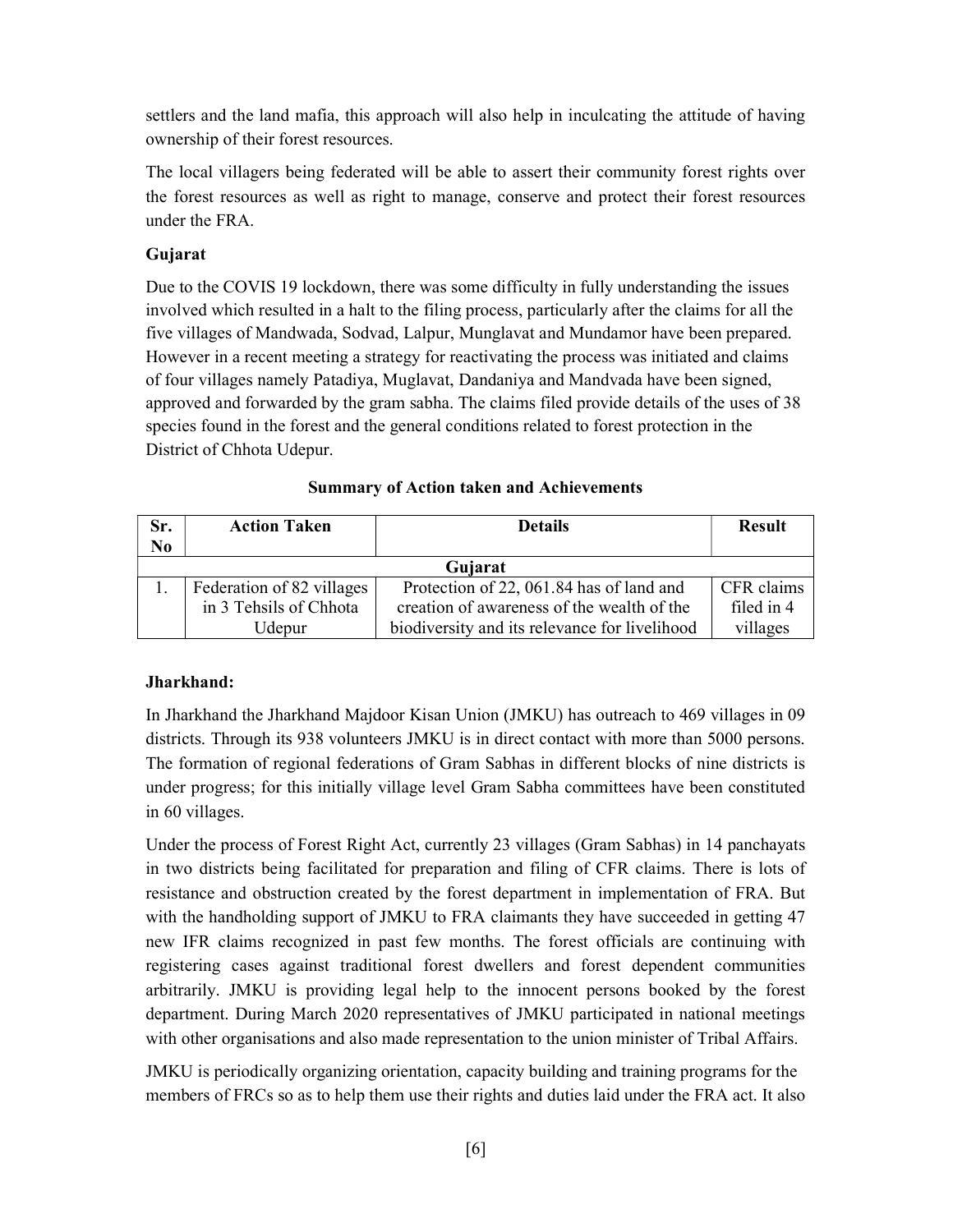settlers and the land mafia, this approach will also help in inculcating the attitude of having ownership of their forest resources.

The local villagers being federated will be able to assert their community forest rights over the forest resources as well as right to manage, conserve and protect their forest resources under the FRA.

**Gujarat**

Due to the COVIS 19 lockdown, there was some difficulty in fully understanding the issues involved which resulted in a halt to the filing process, particularly after the claims for all the five villages of Mandwada, Sodvad, Lalpur, Munglavat and Mundamor have been prepared. However in a recent meeting a strategy for reactivating the process was initiated and claims of four villages namely Patadiya, Muglavat, Dandaniya and Mandvada have been signed, approved and forwarded by the gram sabha. The claims filed provide details of the uses of 38 species found in the forest and the general conditions related to forest protection in the District of Chhota Udepur.

**Summary of Action taken and Achievements**

| Sr. No | Action Taken | Details | Result |
|---|---|---|---|
| | | Gujarat | |
| 1. | Federation of 82 villages in 3 Tehsils of Chhota Udepur | Protection of 22, 061.84 has of land and creation of awareness of the wealth of the biodiversity and its relevance for livelihood | CFR claims filed in 4 villages |

**Jharkhand:**

In Jharkhand the Jharkhand Majdoor Kisan Union (JMKU) has outreach to 469 villages in 09 districts. Through its 938 volunteers JMKU is in direct contact with more than 5000 persons. The formation of regional federations of Gram Sabhas in different blocks of nine districts is under progress; for this initially village level Gram Sabha committees have been constituted in 60 villages.

Under the process of Forest Right Act, currently 23 villages (Gram Sabhas) in 14 panchayats in two districts being facilitated for preparation and filing of CFR claims. There is lots of resistance and obstruction created by the forest department in implementation of FRA. But with the handholding support of JMKU to FRA claimants they have succeeded in getting 47 new IFR claims recognized in past few months. The forest officials are continuing with registering cases against traditional forest dwellers and forest dependent communities arbitrarily. JMKU is providing legal help to the innocent persons booked by the forest department. During March 2020 representatives of JMKU participated in national meetings with other organisations and also made representation to the union minister of Tribal Affairs.

JMKU is periodically organizing orientation, capacity building and training programs for the members of FRCs so as to help them use their rights and duties laid under the FRA act. It also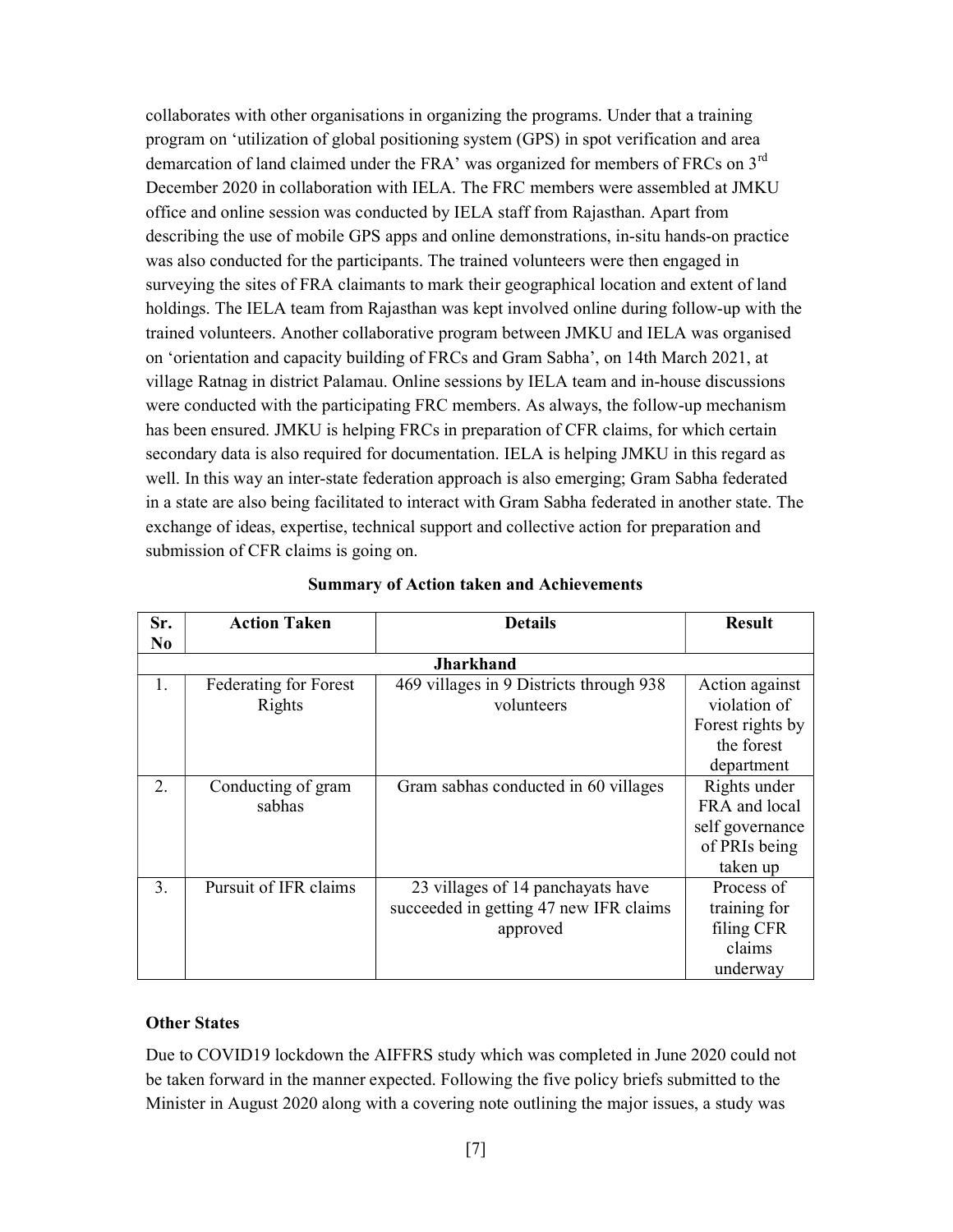collaborates with other organisations in organizing the programs. Under that a training program on 'utilization of global positioning system (GPS) in spot verification and area demarcation of land claimed under the FRA' was organized for members of FRCs on 3rd December 2020 in collaboration with IELA. The FRC members were assembled at JMKU office and online session was conducted by IELA staff from Rajasthan. Apart from describing the use of mobile GPS apps and online demonstrations, in-situ hands-on practice was also conducted for the participants. The trained volunteers were then engaged in surveying the sites of FRA claimants to mark their geographical location and extent of land holdings. The IELA team from Rajasthan was kept involved online during follow-up with the trained volunteers. Another collaborative program between JMKU and IELA was organised on 'orientation and capacity building of FRCs and Gram Sabha', on 14th March 2021, at village Ratnag in district Palamau. Online sessions by IELA team and in-house discussions were conducted with the participating FRC members. As always, the follow-up mechanism has been ensured. JMKU is helping FRCs in preparation of CFR claims, for which certain secondary data is also required for documentation. IELA is helping JMKU in this regard as well. In this way an inter-state federation approach is also emerging; Gram Sabha federated in a state are also being facilitated to interact with Gram Sabha federated in another state. The exchange of ideas, expertise, technical support and collective action for preparation and submission of CFR claims is going on.

**Summary of Action taken and Achievements**

| Sr. No | Action Taken | Details | Result |
|---|---|---|---|
| | | **Jharkhand** | |
| 1. | Federating for Forest Rights | 469 villages in 9 Districts through 938 volunteers | Action against violation of Forest rights by the forest department |
| 2. | Conducting of gram sabhas | Gram sabhas conducted in 60 villages | Rights under FRA and local self governance of PRIs being taken up |
| 3. | Pursuit of IFR claims | 23 villages of 14 panchayats have succeeded in getting 47 new IFR claims approved | Process of training for filing CFR claims underway |

**Other States**

Due to COVID19 lockdown the AIFFRS study which was completed in June 2020 could not be taken forward in the manner expected. Following the five policy briefs submitted to the Minister in August 2020 along with a covering note outlining the major issues, a study was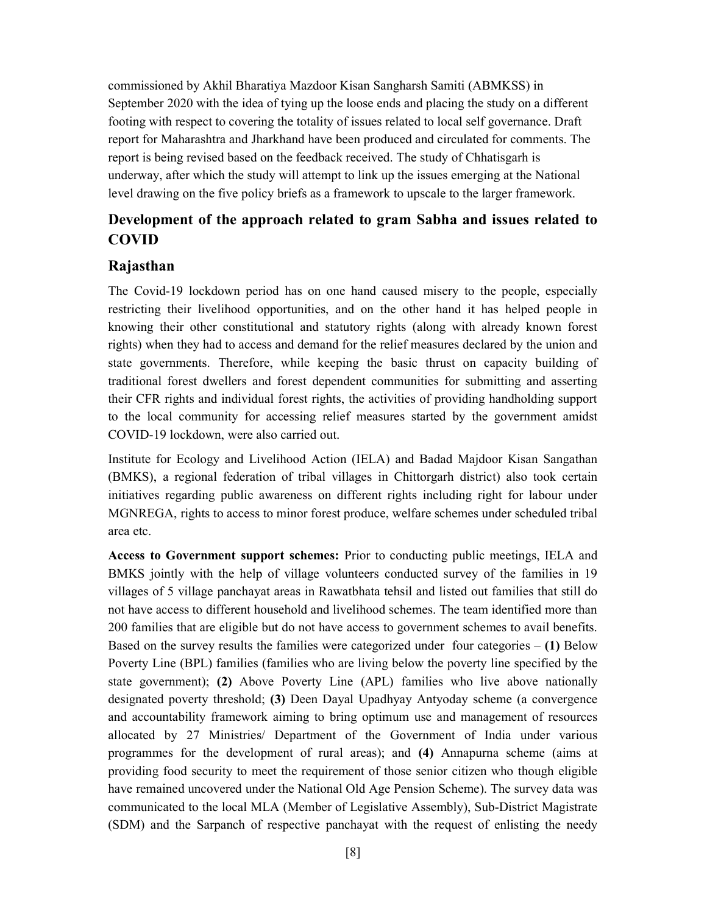commissioned by Akhil Bharatiya Mazdoor Kisan Sangharsh Samiti (ABMKSS) in September 2020 with the idea of tying up the loose ends and placing the study on a different footing with respect to covering the totality of issues related to local self governance. Draft report for Maharashtra and Jharkhand have been produced and circulated for comments. The report is being revised based on the feedback received. The study of Chhatisgarh is underway, after which the study will attempt to link up the issues emerging at the National level drawing on the five policy briefs as a framework to upscale to the larger framework.

## Development of the approach related to gram Sabha and issues related to COVID

### Rajasthan

The Covid-19 lockdown period has on one hand caused misery to the people, especially restricting their livelihood opportunities, and on the other hand it has helped people in knowing their other constitutional and statutory rights (along with already known forest rights) when they had to access and demand for the relief measures declared by the union and state governments. Therefore, while keeping the basic thrust on capacity building of traditional forest dwellers and forest dependent communities for submitting and asserting their CFR rights and individual forest rights, the activities of providing handholding support to the local community for accessing relief measures started by the government amidst COVID-19 lockdown, were also carried out.

Institute for Ecology and Livelihood Action (IELA) and Badad Majdoor Kisan Sangathan (BMKS), a regional federation of tribal villages in Chittorgarh district) also took certain initiatives regarding public awareness on different rights including right for labour under MGNREGA, rights to access to minor forest produce, welfare schemes under scheduled tribal area etc.

**Access to Government support schemes:** Prior to conducting public meetings, IELA and BMKS jointly with the help of village volunteers conducted survey of the families in 19 villages of 5 village panchayat areas in Rawatbhata tehsil and listed out families that still do not have access to different household and livelihood schemes. The team identified more than 200 families that are eligible but do not have access to government schemes to avail benefits. Based on the survey results the families were categorized under four categories – **(1)** Below Poverty Line (BPL) families (families who are living below the poverty line specified by the state government); **(2)** Above Poverty Line (APL) families who live above nationally designated poverty threshold; **(3)** Deen Dayal Upadhyay Antyoday scheme (a convergence and accountability framework aiming to bring optimum use and management of resources allocated by 27 Ministries/ Department of the Government of India under various programmes for the development of rural areas); and **(4)** Annapurna scheme (aims at providing food security to meet the requirement of those senior citizen who though eligible have remained uncovered under the National Old Age Pension Scheme). The survey data was communicated to the local MLA (Member of Legislative Assembly), Sub-District Magistrate (SDM) and the Sarpanch of respective panchayat with the request of enlisting the needy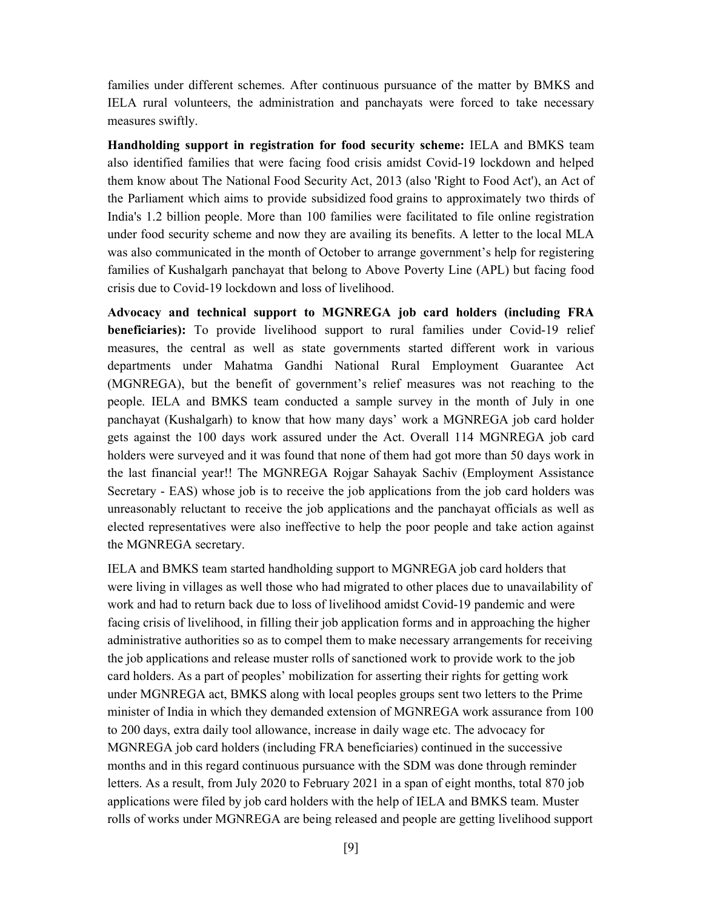families under different schemes. After continuous pursuance of the matter by BMKS and IELA rural volunteers, the administration and panchayats were forced to take necessary measures swiftly.

**Handholding support in registration for food security scheme:** IELA and BMKS team also identified families that were facing food crisis amidst Covid-19 lockdown and helped them know about The National Food Security Act, 2013 (also 'Right to Food Act'), an Act of the Parliament which aims to provide subsidized food grains to approximately two thirds of India's 1.2 billion people. More than 100 families were facilitated to file online registration under food security scheme and now they are availing its benefits. A letter to the local MLA was also communicated in the month of October to arrange government's help for registering families of Kushalgarh panchayat that belong to Above Poverty Line (APL) but facing food crisis due to Covid-19 lockdown and loss of livelihood.

**Advocacy and technical support to MGNREGA job card holders (including FRA beneficiaries):** To provide livelihood support to rural families under Covid-19 relief measures, the central as well as state governments started different work in various departments under Mahatma Gandhi National Rural Employment Guarantee Act (MGNREGA), but the benefit of government's relief measures was not reaching to the people. IELA and BMKS team conducted a sample survey in the month of July in one panchayat (Kushalgarh) to know that how many days' work a MGNREGA job card holder gets against the 100 days work assured under the Act. Overall 114 MGNREGA job card holders were surveyed and it was found that none of them had got more than 50 days work in the last financial year!! The MGNREGA Rojgar Sahayak Sachiv (Employment Assistance Secretary - EAS) whose job is to receive the job applications from the job card holders was unreasonably reluctant to receive the job applications and the panchayat officials as well as elected representatives were also ineffective to help the poor people and take action against the MGNREGA secretary.

IELA and BMKS team started handholding support to MGNREGA job card holders that were living in villages as well those who had migrated to other places due to unavailability of work and had to return back due to loss of livelihood amidst Covid-19 pandemic and were facing crisis of livelihood, in filling their job application forms and in approaching the higher administrative authorities so as to compel them to make necessary arrangements for receiving the job applications and release muster rolls of sanctioned work to provide work to the job card holders. As a part of peoples' mobilization for asserting their rights for getting work under MGNREGA act, BMKS along with local peoples groups sent two letters to the Prime minister of India in which they demanded extension of MGNREGA work assurance from 100 to 200 days, extra daily tool allowance, increase in daily wage etc. The advocacy for MGNREGA job card holders (including FRA beneficiaries) continued in the successive months and in this regard continuous pursuance with the SDM was done through reminder letters. As a result, from July 2020 to February 2021 in a span of eight months, total 870 job applications were filed by job card holders with the help of IELA and BMKS team. Muster rolls of works under MGNREGA are being released and people are getting livelihood support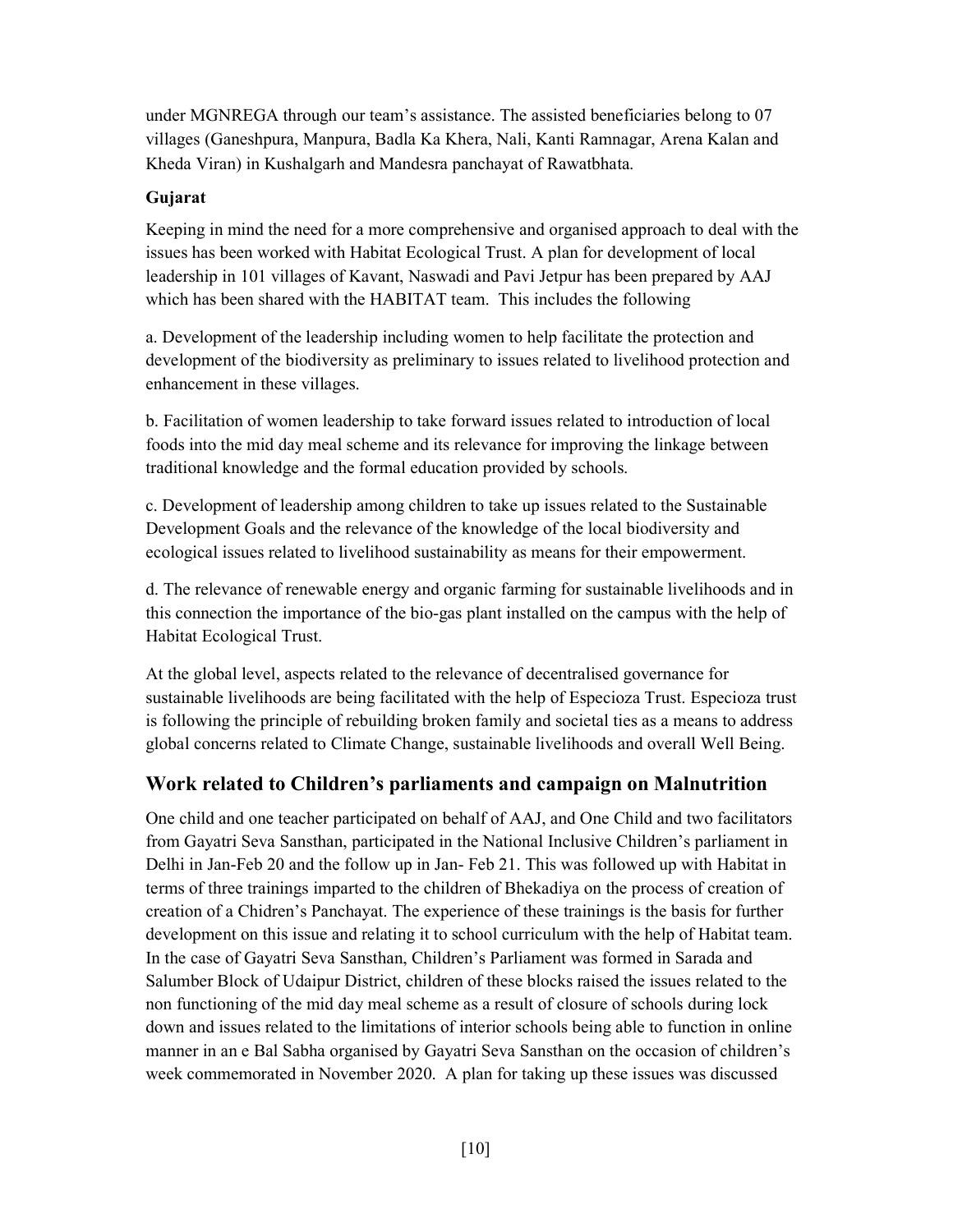under MGNREGA through our team's assistance. The assisted beneficiaries belong to 07 villages (Ganeshpura, Manpura, Badla Ka Khera, Nali, Kanti Ramnagar, Arena Kalan and Kheda Viran) in Kushalgarh and Mandesra panchayat of Rawatbhata.

**Gujarat**

Keeping in mind the need for a more comprehensive and organised approach to deal with the issues has been worked with Habitat Ecological Trust. A plan for development of local leadership in 101 villages of Kavant, Naswadi and Pavi Jetpur has been prepared by AAJ which has been shared with the HABITAT team. This includes the following

a. Development of the leadership including women to help facilitate the protection and development of the biodiversity as preliminary to issues related to livelihood protection and enhancement in these villages.

b. Facilitation of women leadership to take forward issues related to introduction of local foods into the mid day meal scheme and its relevance for improving the linkage between traditional knowledge and the formal education provided by schools.

c. Development of leadership among children to take up issues related to the Sustainable Development Goals and the relevance of the knowledge of the local biodiversity and ecological issues related to livelihood sustainability as means for their empowerment.

d. The relevance of renewable energy and organic farming for sustainable livelihoods and in this connection the importance of the bio-gas plant installed on the campus with the help of Habitat Ecological Trust.

At the global level, aspects related to the relevance of decentralised governance for sustainable livelihoods are being facilitated with the help of Especioza Trust. Especioza trust is following the principle of rebuilding broken family and societal ties as a means to address global concerns related to Climate Change, sustainable livelihoods and overall Well Being.

## Work related to Children's parliaments and campaign on Malnutrition

One child and one teacher participated on behalf of AAJ, and One Child and two facilitators from Gayatri Seva Sansthan, participated in the National Inclusive Children's parliament in Delhi in Jan-Feb 20 and the follow up in Jan- Feb 21. This was followed up with Habitat in terms of three trainings imparted to the children of Bhekadiya on the process of creation of creation of a Chidren's Panchayat. The experience of these trainings is the basis for further development on this issue and relating it to school curriculum with the help of Habitat team. In the case of Gayatri Seva Sansthan, Children's Parliament was formed in Sarada and Salumber Block of Udaipur District, children of these blocks raised the issues related to the non functioning of the mid day meal scheme as a result of closure of schools during lock down and issues related to the limitations of interior schools being able to function in online manner in an e Bal Sabha organised by Gayatri Seva Sansthan on the occasion of children's week commemorated in November 2020. A plan for taking up these issues was discussed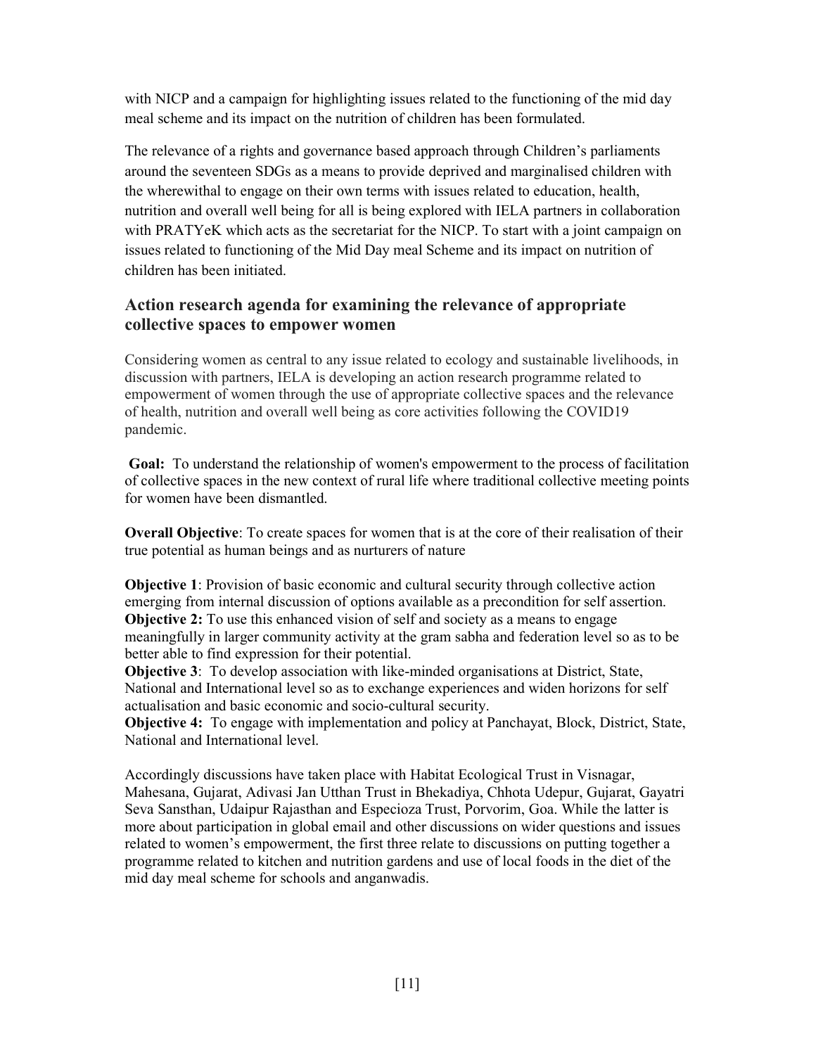with NICP and a campaign for highlighting issues related to the functioning of the mid day meal scheme and its impact on the nutrition of children has been formulated.

The relevance of a rights and governance based approach through Children's parliaments around the seventeen SDGs as a means to provide deprived and marginalised children with the wherewithal to engage on their own terms with issues related to education, health, nutrition and overall well being for all is being explored with IELA partners in collaboration with PRATYeK which acts as the secretariat for the NICP. To start with a joint campaign on issues related to functioning of the Mid Day meal Scheme and its impact on nutrition of children has been initiated.

## Action research agenda for examining the relevance of appropriate collective spaces to empower women

Considering women as central to any issue related to ecology and sustainable livelihoods, in discussion with partners, IELA is developing an action research programme related to empowerment of women through the use of appropriate collective spaces and the relevance of health, nutrition and overall well being as core activities following the COVID19 pandemic.

**Goal:** To understand the relationship of women's empowerment to the process of facilitation of collective spaces in the new context of rural life where traditional collective meeting points for women have been dismantled.

**Overall Objective**: To create spaces for women that is at the core of their realisation of their true potential as human beings and as nurturers of nature

**Objective 1**: Provision of basic economic and cultural security through collective action emerging from internal discussion of options available as a precondition for self assertion.
**Objective 2:** To use this enhanced vision of self and society as a means to engage meaningfully in larger community activity at the gram sabha and federation level so as to be better able to find expression for their potential.
**Objective 3**: To develop association with like-minded organisations at District, State, National and International level so as to exchange experiences and widen horizons for self actualisation and basic economic and socio-cultural security.
**Objective 4:** To engage with implementation and policy at Panchayat, Block, District, State, National and International level.

Accordingly discussions have taken place with Habitat Ecological Trust in Visnagar, Mahesana, Gujarat, Adivasi Jan Utthan Trust in Bhekadiya, Chhota Udepur, Gujarat, Gayatri Seva Sansthan, Udaipur Rajasthan and Especioza Trust, Porvorim, Goa. While the latter is more about participation in global email and other discussions on wider questions and issues related to women's empowerment, the first three relate to discussions on putting together a programme related to kitchen and nutrition gardens and use of local foods in the diet of the mid day meal scheme for schools and anganwadis.